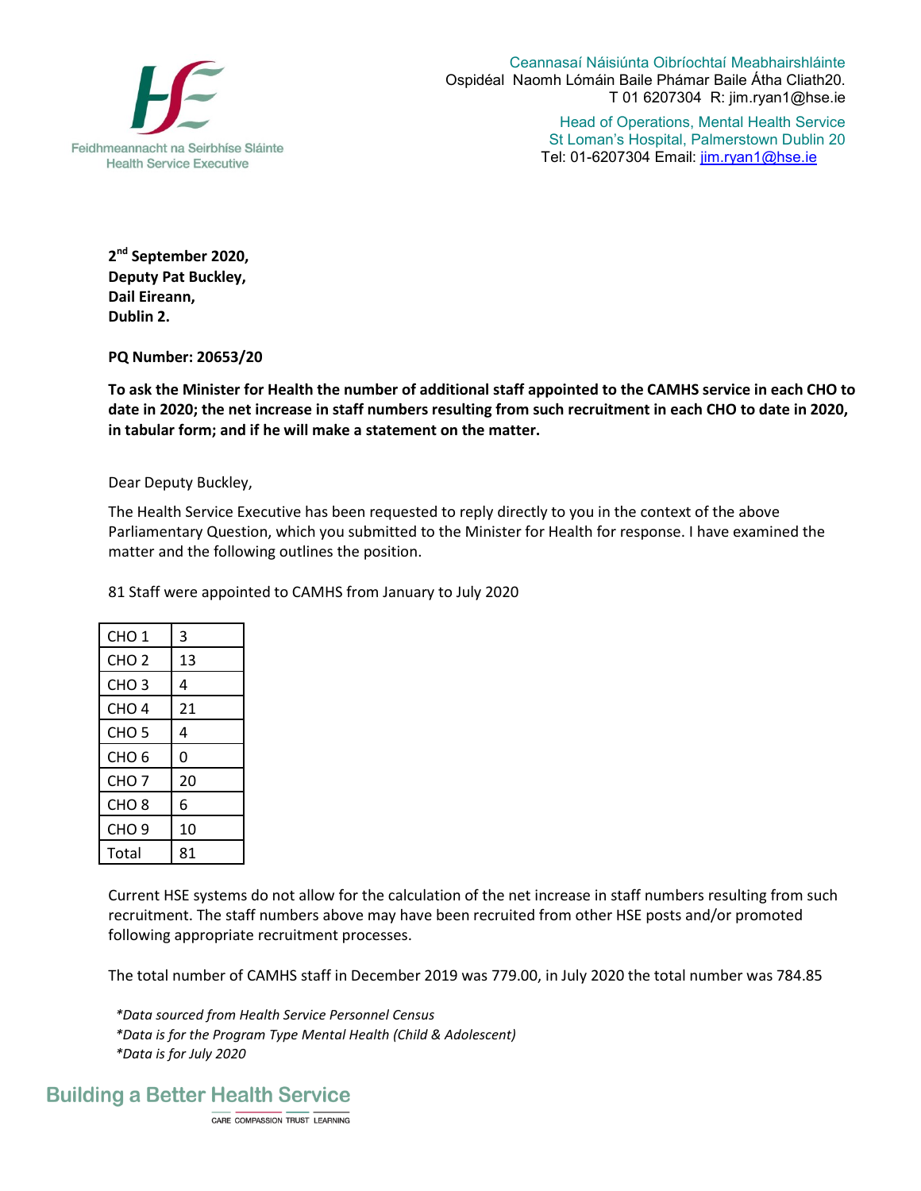Feidhmeannacht na Seirbhíse Sláinte
Health Service Executive

Ceannasaí Náisiúnta Oibríochtaí Meabhairshláinte
Ospidéal Naomh Lómáin Baile Phámar Baile Átha Cliath20.
T 01 6207304 R: jim.ryan1@hse.ie

Head of Operations, Mental Health Service
St Loman's Hospital, Palmerstown Dublin 20
Tel: 01-6207304 Email: jim.ryan1@hse.ie

**2nd September 2020,**
**Deputy Pat Buckley,**
**Dail Eireann,**
**Dublin 2.**

**PQ Number: 20653/20**

**To ask the Minister for Health the number of additional staff appointed to the CAMHS service in each CHO to date in 2020; the net increase in staff numbers resulting from such recruitment in each CHO to date in 2020, in tabular form; and if he will make a statement on the matter.**

Dear Deputy Buckley,

The Health Service Executive has been requested to reply directly to you in the context of the above Parliamentary Question, which you submitted to the Minister for Health for response. I have examined the matter and the following outlines the position.

81 Staff were appointed to CAMHS from January to July 2020

| | |
|---|---|
| CHO 1 | 3 |
| CHO 2 | 13 |
| CHO 3 | 4 |
| CHO 4 | 21 |
| CHO 5 | 4 |
| CHO 6 | 0 |
| CHO 7 | 20 |
| CHO 8 | 6 |
| CHO 9 | 10 |
| Total | 81 |

Current HSE systems do not allow for the calculation of the net increase in staff numbers resulting from such recruitment. The staff numbers above may have been recruited from other HSE posts and/or promoted following appropriate recruitment processes.

The total number of CAMHS staff in December 2019 was 779.00, in July 2020 the total number was 784.85

*\*Data sourced from Health Service Personnel Census*
*\*Data is for the Program Type Mental Health (Child & Adolescent)*
*\*Data is for July 2020*

Building a Better Health Service
CARE COMPASSION TRUST LEARNING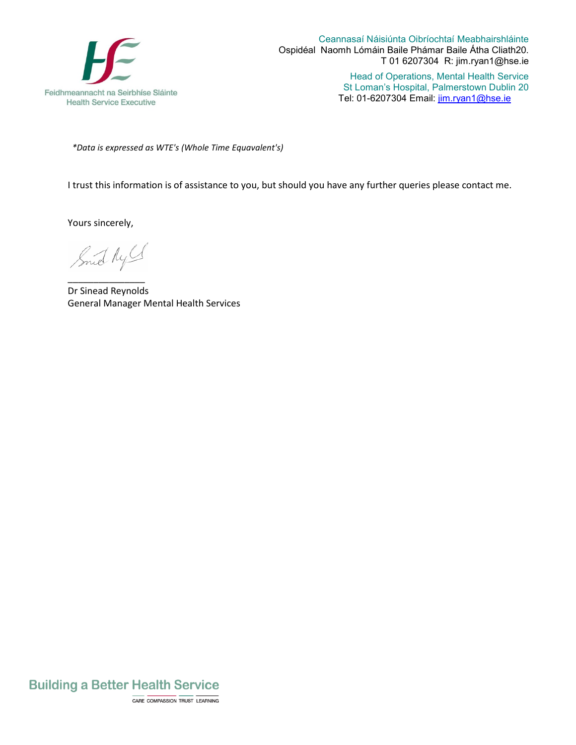Feidhmeannacht na Seirbhíse Sláinte
Health Service Executive

Ceannasaí Náisiúnta Oibríochtaí Meabhairshláinte
Ospidéal Naomh Lómáin Baile Phámar Baile Átha Cliath20.
T 01 6207304 R: jim.ryan1@hse.ie

Head of Operations, Mental Health Service
St Loman's Hospital, Palmerstown Dublin 20
Tel: 01-6207304 Email: jim.ryan1@hse.ie

*\*Data is expressed as WTE's (Whole Time Equavalent's)*

I trust this information is of assistance to you, but should you have any further queries please contact me.

Yours sincerely,

_______________
Dr Sinead Reynolds
General Manager Mental Health Services

Building a Better Health Service
CARE COMPASSION TRUST LEARNING